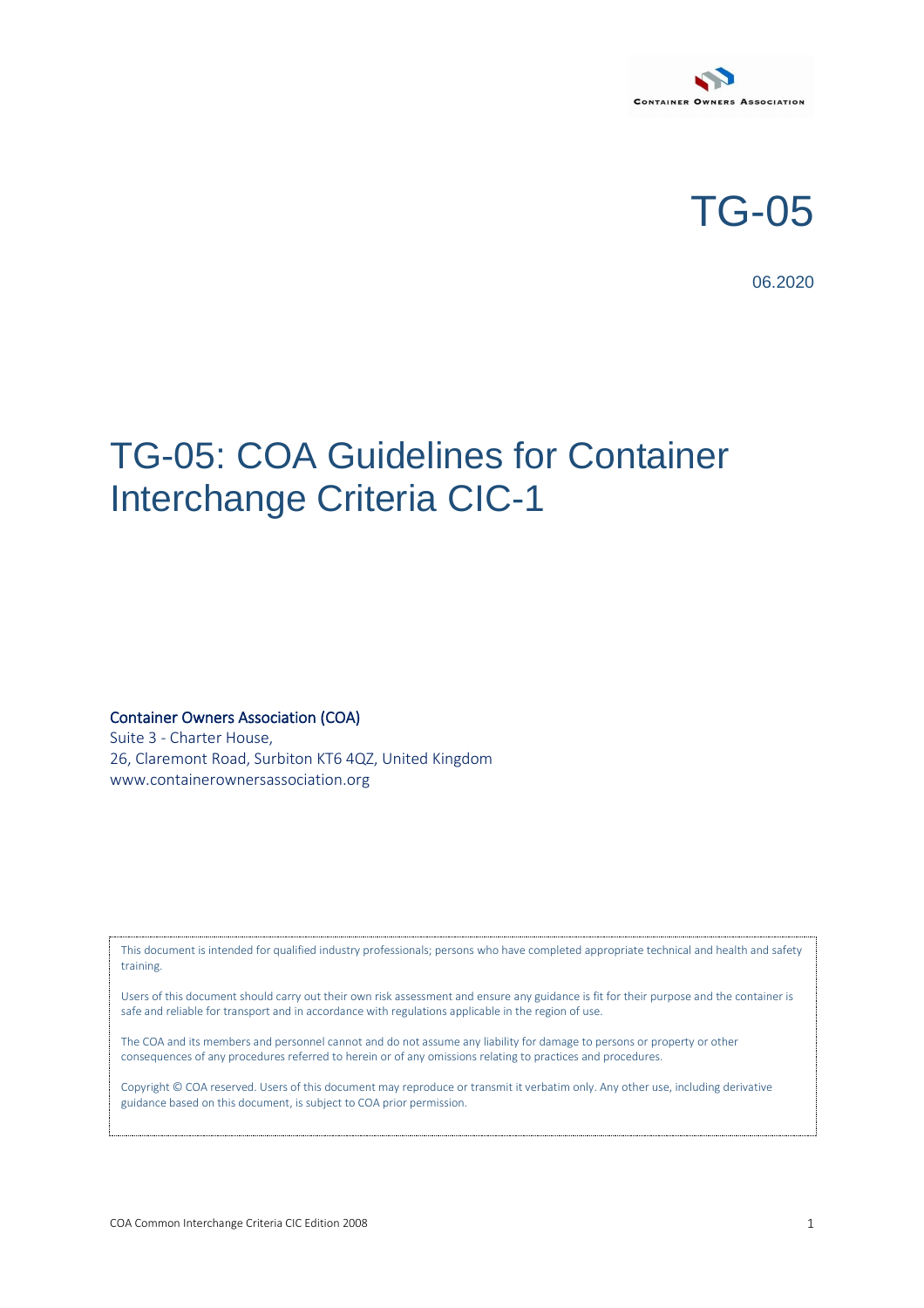CONTAINER OWNERS ASSOCIATION

TG-05

06.2020

# TG-05: COA Guidelines for Container Interchange Criteria CIC-1

**Container Owners Association (COA)**
Suite 3 - Charter House,
26, Claremont Road, Surbiton KT6 4QZ, United Kingdom
www.containerownersassociation.org

This document is intended for qualified industry professionals; persons who have completed appropriate technical and health and safety training.

Users of this document should carry out their own risk assessment and ensure any guidance is fit for their purpose and the container is safe and reliable for transport and in accordance with regulations applicable in the region of use.

The COA and its members and personnel cannot and do not assume any liability for damage to persons or property or other consequences of any procedures referred to herein or of any omissions relating to practices and procedures.

Copyright © COA reserved. Users of this document may reproduce or transmit it verbatim only. Any other use, including derivative guidance based on this document, is subject to COA prior permission.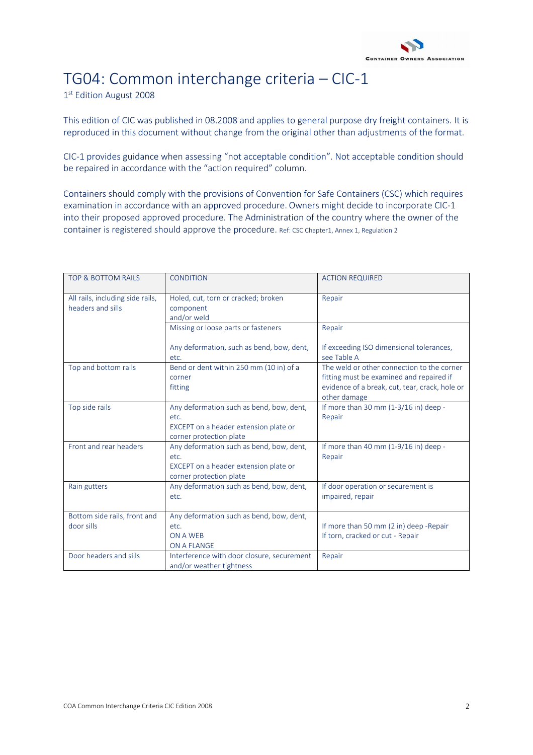# TG04: Common interchange criteria – CIC-1

1st Edition August 2008

This edition of CIC was published in 08.2008 and applies to general purpose dry freight containers. It is reproduced in this document without change from the original other than adjustments of the format.

CIC-1 provides guidance when assessing "not acceptable condition". Not acceptable condition should be repaired in accordance with the "action required" column.

Containers should comply with the provisions of Convention for Safe Containers (CSC) which requires examination in accordance with an approved procedure. Owners might decide to incorporate CIC-1 into their proposed approved procedure. The Administration of the country where the owner of the container is registered should approve the procedure. Ref: CSC Chapter1, Annex 1, Regulation 2

| TOP & BOTTOM RAILS | CONDITION | ACTION REQUIRED |
|---|---|---|
| All rails, including side rails, headers and sills | Holed, cut, torn or cracked; broken component and/or weld | Repair |
| | Missing or loose parts or fasteners | Repair |
| | Any deformation, such as bend, bow, dent, etc. | If exceeding ISO dimensional tolerances, see Table A |
| Top and bottom rails | Bend or dent within 250 mm (10 in) of a corner fitting | The weld or other connection to the corner fitting must be examined and repaired if evidence of a break, cut, tear, crack, hole or other damage |
| Top side rails | Any deformation such as bend, bow, dent, etc. EXCEPT on a header extension plate or corner protection plate | If more than 30 mm (1-3/16 in) deep - Repair |
| Front and rear headers | Any deformation such as bend, bow, dent, etc. EXCEPT on a header extension plate or corner protection plate | If more than 40 mm (1-9/16 in) deep - Repair |
| Rain gutters | Any deformation such as bend, bow, dent, etc. | If door operation or securement is impaired, repair |
| Bottom side rails, front and door sills | Any deformation such as bend, bow, dent, etc. ON A WEB ON A FLANGE | If more than 50 mm (2 in) deep -Repair If torn, cracked or cut - Repair |
| Door headers and sills | Interference with door closure, securement and/or weather tightness | Repair |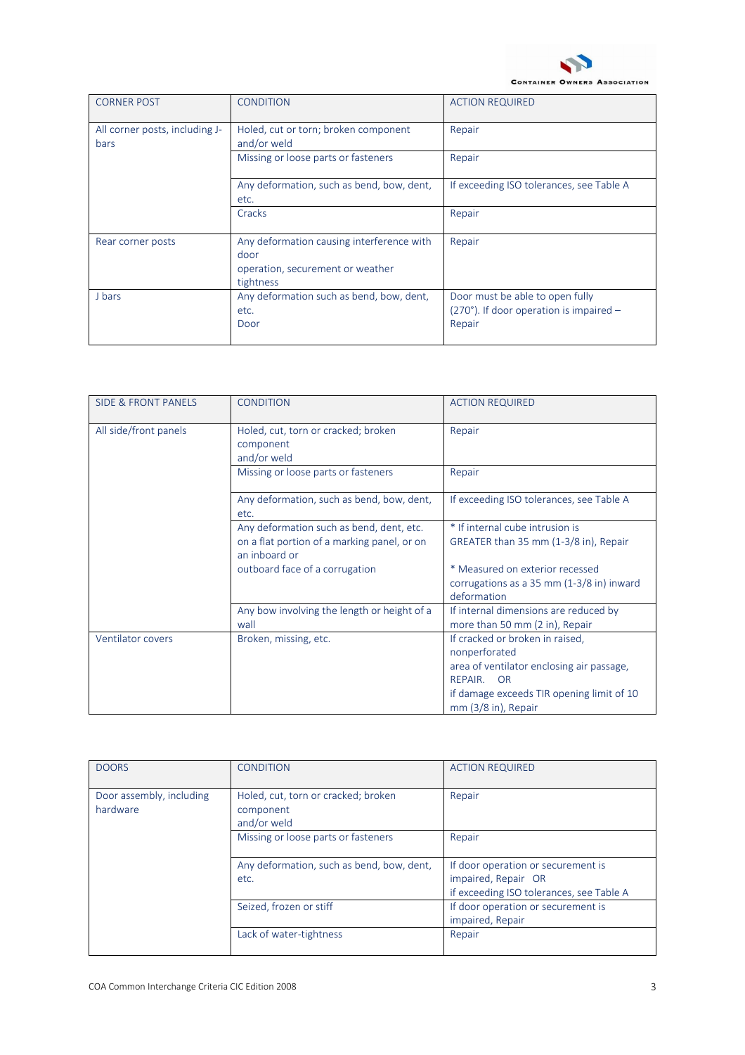| CORNER POST | CONDITION | ACTION REQUIRED |
|---|---|---|
| All corner posts, including J-bars | Holed, cut or torn; broken component and/or weld | Repair |
| | Missing or loose parts or fasteners | Repair |
| | Any deformation, such as bend, bow, dent, etc. | If exceeding ISO tolerances, see Table A |
| | Cracks | Repair |
| Rear corner posts | Any deformation causing interference with door operation, securement or weather tightness | Repair |
| J bars | Any deformation such as bend, bow, dent, etc. Door | Door must be able to open fully (270°). If door operation is impaired – Repair |

| SIDE & FRONT PANELS | CONDITION | ACTION REQUIRED |
|---|---|---|
| All side/front panels | Holed, cut, torn or cracked; broken component and/or weld | Repair |
| | Missing or loose parts or fasteners | Repair |
| | Any deformation, such as bend, bow, dent, etc. | If exceeding ISO tolerances, see Table A |
| | Any deformation such as bend, dent, etc. on a flat portion of a marking panel, or on an inboard or outboard face of a corrugation | * If internal cube intrusion is GREATER than 35 mm (1-3/8 in), Repair<br><br>* Measured on exterior recessed corrugations as a 35 mm (1-3/8 in) inward deformation |
| | Any bow involving the length or height of a wall | If internal dimensions are reduced by more than 50 mm (2 in), Repair |
| Ventilator covers | Broken, missing, etc. | If cracked or broken in raised, nonperforated area of ventilator enclosing air passage, REPAIR. OR if damage exceeds TIR opening limit of 10 mm (3/8 in), Repair |

| DOORS | CONDITION | ACTION REQUIRED |
|---|---|---|
| Door assembly, including hardware | Holed, cut, torn or cracked; broken component and/or weld | Repair |
| | Missing or loose parts or fasteners | Repair |
| | Any deformation, such as bend, bow, dent, etc. | If door operation or securement is impaired, Repair OR if exceeding ISO tolerances, see Table A |
| | Seized, frozen or stiff | If door operation or securement is impaired, Repair |
| | Lack of water-tightness | Repair |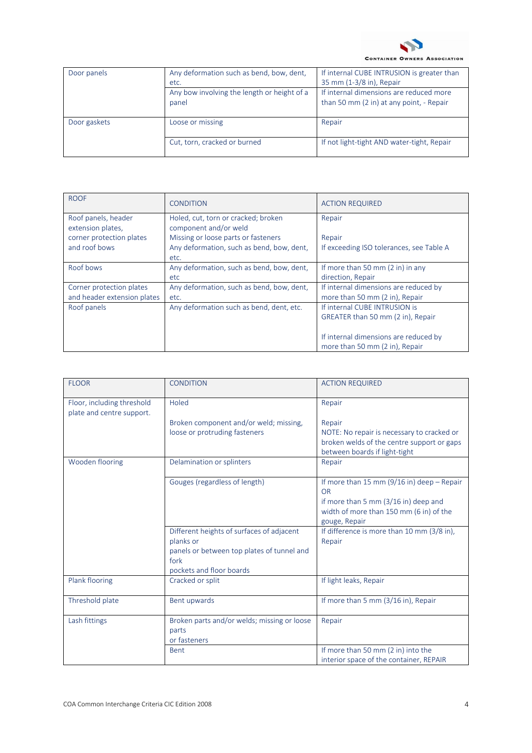| Door panels | Any deformation such as bend, bow, dent, etc. | If internal CUBE INTRUSION is greater than 35 mm (1-3/8 in), Repair |
|---|---|---|
| | Any bow involving the length or height of a panel | If internal dimensions are reduced more than 50 mm (2 in) at any point, - Repair |
| Door gaskets | Loose or missing | Repair |
| | Cut, torn, cracked or burned | If not light-tight AND water-tight, Repair |

| ROOF | CONDITION | ACTION REQUIRED |
|---|---|---|
| Roof panels, header extension plates, corner protection plates and roof bows | Holed, cut, torn or cracked; broken component and/or weld<br>Missing or loose parts or fasteners<br>Any deformation, such as bend, bow, dent, etc. | Repair<br><br>Repair<br>If exceeding ISO tolerances, see Table A |
| Roof bows | Any deformation, such as bend, bow, dent, etc | If more than 50 mm (2 in) in any direction, Repair |
| Corner protection plates and header extension plates | Any deformation, such as bend, bow, dent, etc. | If internal dimensions are reduced by more than 50 mm (2 in), Repair |
| Roof panels | Any deformation such as bend, dent, etc. | If internal CUBE INTRUSION is GREATER than 50 mm (2 in), Repair<br><br>If internal dimensions are reduced by more than 50 mm (2 in), Repair |

| FLOOR | CONDITION | ACTION REQUIRED |
|---|---|---|
| Floor, including threshold plate and centre support. | Holed | Repair |
| | Broken component and/or weld; missing, loose or protruding fasteners | Repair<br>NOTE: No repair is necessary to cracked or broken welds of the centre support or gaps between boards if light-tight |
| Wooden flooring | Delamination or splinters | Repair |
| | Gouges (regardless of length) | If more than 15 mm (9/16 in) deep – Repair<br>OR<br>if more than 5 mm (3/16 in) deep and width of more than 150 mm (6 in) of the gouge, Repair |
| | Different heights of surfaces of adjacent planks or panels or between top plates of tunnel and fork pockets and floor boards | If difference is more than 10 mm (3/8 in), Repair |
| Plank flooring | Cracked or split | If light leaks, Repair |
| Threshold plate | Bent upwards | If more than 5 mm (3/16 in), Repair |
| Lash fittings | Broken parts and/or welds; missing or loose parts or fasteners | Repair |
| | Bent | If more than 50 mm (2 in) into the interior space of the container, REPAIR |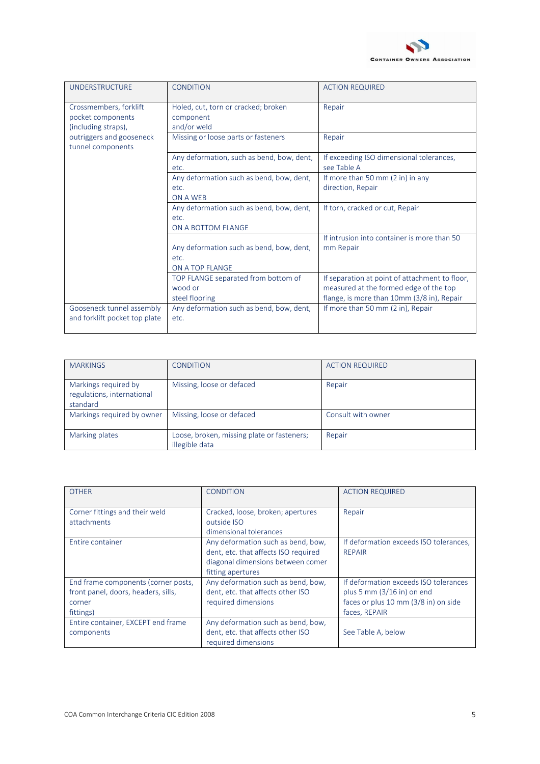| UNDERSTRUCTURE | CONDITION | ACTION REQUIRED |
|---|---|---|
| Crossmembers, forklift pocket components (including straps), outriggers and gooseneck tunnel components | Holed, cut, torn or cracked; broken component and/or weld | Repair |
| | Missing or loose parts or fasteners | Repair |
| | Any deformation, such as bend, bow, dent, etc. | If exceeding ISO dimensional tolerances, see Table A |
| | Any deformation such as bend, bow, dent, etc. ON A WEB | If more than 50 mm (2 in) in any direction, Repair |
| | Any deformation such as bend, bow, dent, etc. ON A BOTTOM FLANGE | If torn, cracked or cut, Repair |
| | Any deformation such as bend, bow, dent, etc. ON A TOP FLANGE | If intrusion into container is more than 50 mm Repair |
| | TOP FLANGE separated from bottom of wood or steel flooring | If separation at point of attachment to floor, measured at the formed edge of the top flange, is more than 10mm (3/8 in), Repair |
| Gooseneck tunnel assembly and forklift pocket top plate | Any deformation such as bend, bow, dent, etc. | If more than 50 mm (2 in), Repair |

| MARKINGS | CONDITION | ACTION REQUIRED |
|---|---|---|
| Markings required by regulations, international standard | Missing, loose or defaced | Repair |
| Markings required by owner | Missing, loose or defaced | Consult with owner |
| Marking plates | Loose, broken, missing plate or fasteners; illegible data | Repair |

| OTHER | CONDITION | ACTION REQUIRED |
|---|---|---|
| Corner fittings and their weld attachments | Cracked, loose, broken; apertures outside ISO dimensional tolerances | Repair |
| Entire container | Any deformation such as bend, bow, dent, etc. that affects ISO required diagonal dimensions between comer fitting apertures | If deformation exceeds ISO tolerances, REPAIR |
| End frame components (corner posts, front panel, doors, headers, sills, corner fittings) | Any deformation such as bend, bow, dent, etc. that affects other ISO required dimensions | If deformation exceeds ISO tolerances plus 5 mm (3/16 in) on end faces or plus 10 mm (3/8 in) on side faces, REPAIR |
| Entire container, EXCEPT end frame components | Any deformation such as bend, bow, dent, etc. that affects other ISO required dimensions | See Table A, below |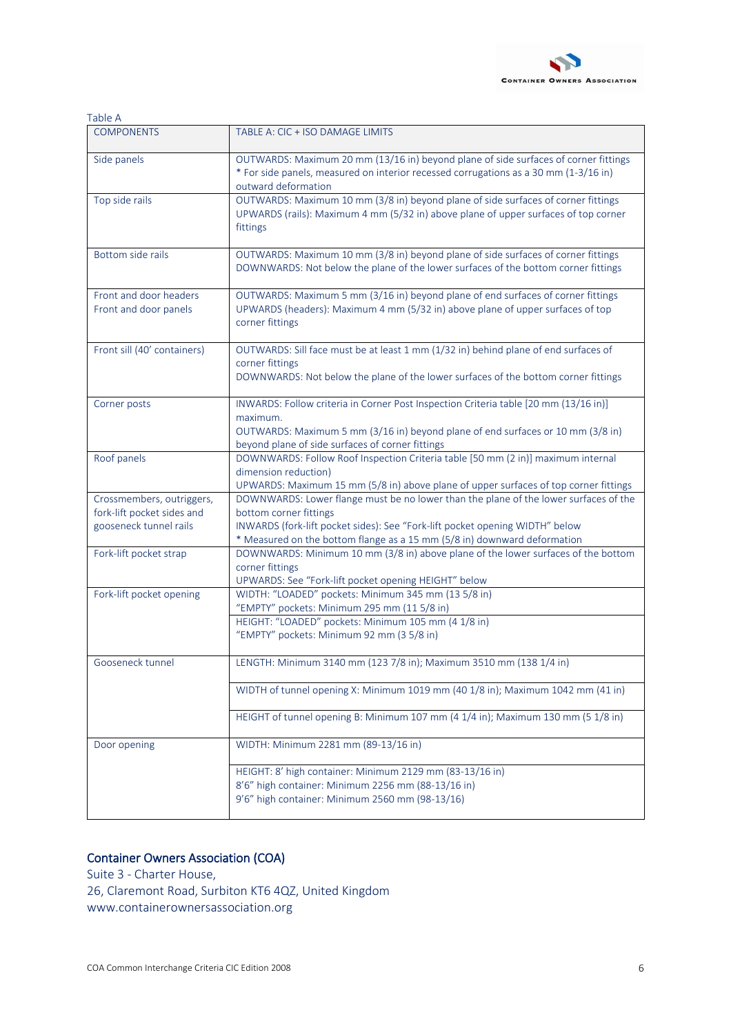Table A

| COMPONENTS | TABLE A: CIC + ISO DAMAGE LIMITS |
|---|---|
| Side panels | OUTWARDS: Maximum 20 mm (13/16 in) beyond plane of side surfaces of corner fittings<br>* For side panels, measured on interior recessed corrugations as a 30 mm (1-3/16 in) outward deformation |
| Top side rails | OUTWARDS: Maximum 10 mm (3/8 in) beyond plane of side surfaces of corner fittings<br>UPWARDS (rails): Maximum 4 mm (5/32 in) above plane of upper surfaces of top corner fittings |
| Bottom side rails | OUTWARDS: Maximum 10 mm (3/8 in) beyond plane of side surfaces of corner fittings<br>DOWNWARDS: Not below the plane of the lower surfaces of the bottom corner fittings |
| Front and door headers<br>Front and door panels | OUTWARDS: Maximum 5 mm (3/16 in) beyond plane of end surfaces of corner fittings<br>UPWARDS (headers): Maximum 4 mm (5/32 in) above plane of upper surfaces of top corner fittings |
| Front sill (40' containers) | OUTWARDS: Sill face must be at least 1 mm (1/32 in) behind plane of end surfaces of corner fittings<br>DOWNWARDS: Not below the plane of the lower surfaces of the bottom corner fittings |
| Corner posts | INWARDS: Follow criteria in Corner Post Inspection Criteria table [20 mm (13/16 in)] maximum.<br>OUTWARDS: Maximum 5 mm (3/16 in) beyond plane of end surfaces or 10 mm (3/8 in) beyond plane of side surfaces of corner fittings |
| Roof panels | DOWNWARDS: Follow Roof Inspection Criteria table [50 mm (2 in)] maximum internal dimension reduction)<br>UPWARDS: Maximum 15 mm (5/8 in) above plane of upper surfaces of top corner fittings |
| Crossmembers, outriggers, fork-lift pocket sides and gooseneck tunnel rails | DOWNWARDS: Lower flange must be no lower than the plane of the lower surfaces of the bottom corner fittings<br>INWARDS (fork-lift pocket sides): See "Fork-lift pocket opening WIDTH" below<br>* Measured on the bottom flange as a 15 mm (5/8 in) downward deformation |
| Fork-lift pocket strap | DOWNWARDS: Minimum 10 mm (3/8 in) above plane of the lower surfaces of the bottom corner fittings<br>UPWARDS: See "Fork-lift pocket opening HEIGHT" below |
| Fork-lift pocket opening | WIDTH: "LOADED" pockets: Minimum 345 mm (13 5/8 in)<br>"EMPTY" pockets: Minimum 295 mm (11 5/8 in) |
| | HEIGHT: "LOADED" pockets: Minimum 105 mm (4 1/8 in)<br>"EMPTY" pockets: Minimum 92 mm (3 5/8 in) |
| Gooseneck tunnel | LENGTH: Minimum 3140 mm (123 7/8 in); Maximum 3510 mm (138 1/4 in) |
| | WIDTH of tunnel opening X: Minimum 1019 mm (40 1/8 in); Maximum 1042 mm (41 in) |
| | HEIGHT of tunnel opening B: Minimum 107 mm (4 1/4 in); Maximum 130 mm (5 1/8 in) |
| Door opening | WIDTH: Minimum 2281 mm (89-13/16 in) |
| | HEIGHT: 8' high container: Minimum 2129 mm (83-13/16 in)<br>8'6" high container: Minimum 2256 mm (88-13/16 in)<br>9'6" high container: Minimum 2560 mm (98-13/16) |

## Container Owners Association (COA)

Suite 3 - Charter House,
26, Claremont Road, Surbiton KT6 4QZ, United Kingdom
www.containerownersassociation.org